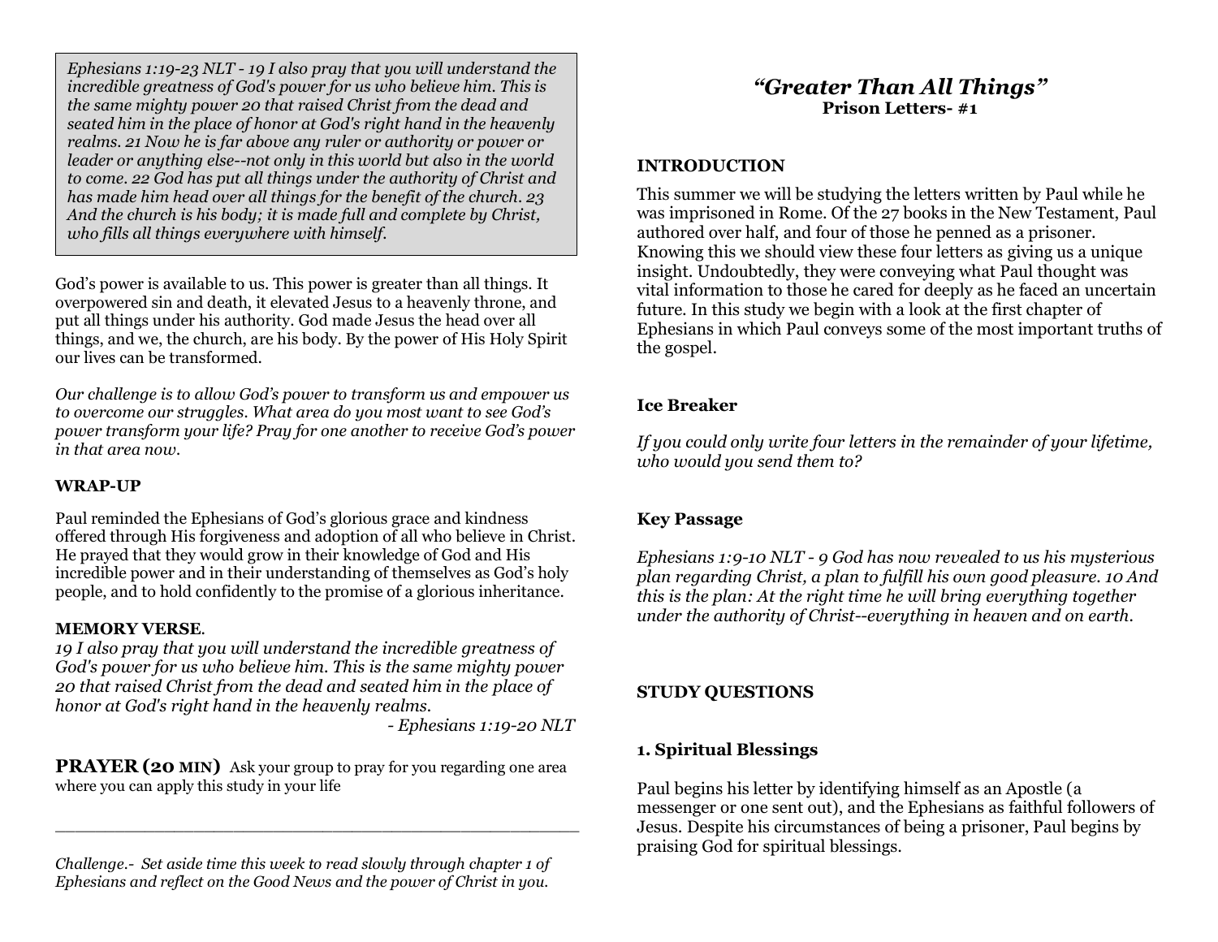# *"Greater Than All Things"*

**Prison Letters- #1**

## INTRODUCTION

This summer we will be studying the letters written by Paul while he was imprisoned in Rome. Of the 27 books in the New Testament, Paul authored over half, and four of those he penned as a prisoner. Knowing this we should view these four letters as giving us a unique insight. Undoubtedly, they were conveying what Paul thought was vital information to those he cared for deeply as he faced an uncertain future. In this study we begin with a look at the first chapter of Ephesians in which Paul conveys some of the most important truths of the gospel.

### Ice Breaker

*If you could only write four letters in the remainder of your lifetime, who would you send them to?*

### Key Passage

*Ephesians 1:9-10 NLT - 9 God has now revealed to us his mysterious plan regarding Christ, a plan to fulfill his own good pleasure. 10 And this is the plan: At the right time he will bring everything together under the authority of Christ--everything in heaven and on earth.*

## STUDY QUESTIONS

### 1. Spiritual Blessings

Paul begins his letter by identifying himself as an Apostle (a messenger or one sent out), and the Ephesians as faithful followers of Jesus. Despite his circumstances of being a prisoner, Paul begins by praising God for spiritual blessings.

---

*Ephesians 1:19-23 NLT - 19 I also pray that you will understand the incredible greatness of God's power for us who believe him. This is the same mighty power 20 that raised Christ from the dead and seated him in the place of honor at God's right hand in the heavenly realms. 21 Now he is far above any ruler or authority or power or leader or anything else--not only in this world but also in the world to come. 22 God has put all things under the authority of Christ and has made him head over all things for the benefit of the church. 23 And the church is his body; it is made full and complete by Christ, who fills all things everywhere with himself.*

God's power is available to us. This power is greater than all things. It overpowered sin and death, it elevated Jesus to a heavenly throne, and put all things under his authority. God made Jesus the head over all things, and we, the church, are his body. By the power of His Holy Spirit our lives can be transformed.

*Our challenge is to allow God's power to transform us and empower us to overcome our struggles. What area do you most want to see God's power transform your life? Pray for one another to receive God's power in that area now.*

## WRAP-UP

Paul reminded the Ephesians of God's glorious grace and kindness offered through His forgiveness and adoption of all who believe in Christ. He prayed that they would grow in their knowledge of God and His incredible power and in their understanding of themselves as God's holy people, and to hold confidently to the promise of a glorious inheritance.

**MEMORY VERSE**.

*19 I also pray that you will understand the incredible greatness of God's power for us who believe him. This is the same mighty power 20 that raised Christ from the dead and seated him in the place of honor at God's right hand in the heavenly realms.*

*- Ephesians 1:19-20 NLT*

**PRAYER (20 MIN)** Ask your group to pray for you regarding one area where you can apply this study in your life

---

*Challenge.- Set aside time this week to read slowly through chapter 1 of Ephesians and reflect on the Good News and the power of Christ in you.*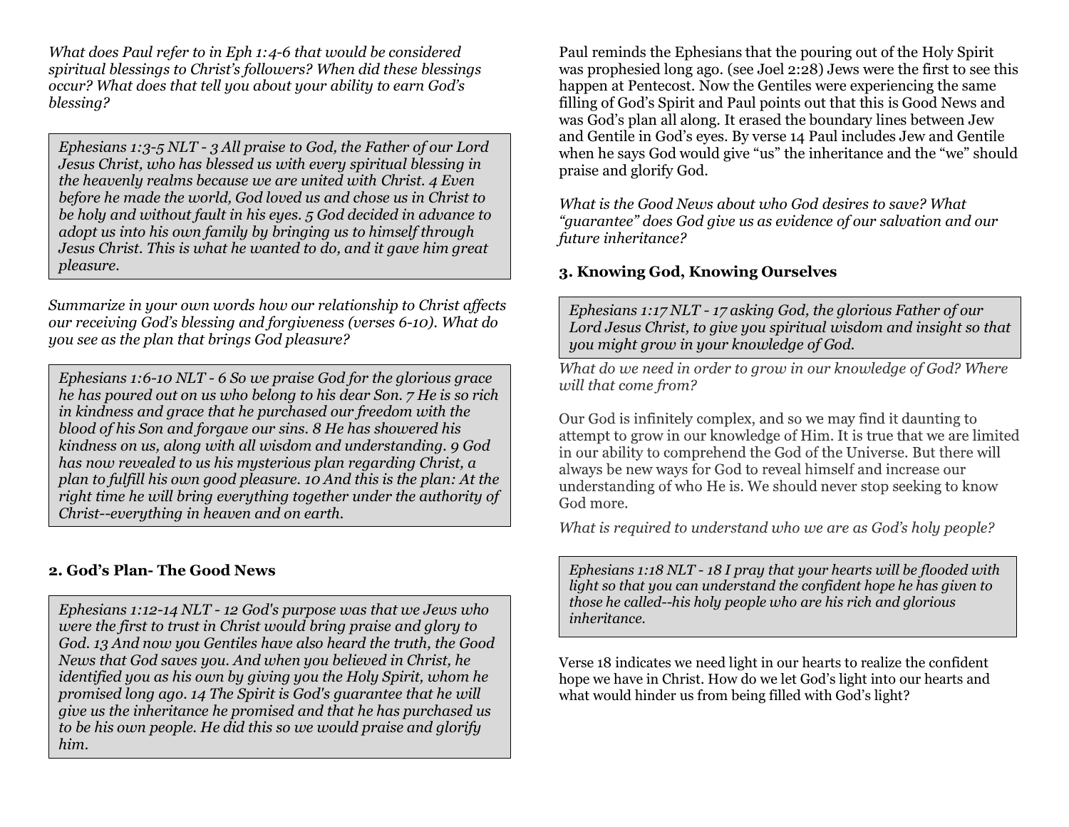*What does Paul refer to in Eph 1:4-6 that would be considered spiritual blessings to Christ's followers? When did these blessings occur? What does that tell you about your ability to earn God's blessing?*

> *Ephesians 1:3-5 NLT - 3 All praise to God, the Father of our Lord Jesus Christ, who has blessed us with every spiritual blessing in the heavenly realms because we are united with Christ. 4 Even before he made the world, God loved us and chose us in Christ to be holy and without fault in his eyes. 5 God decided in advance to adopt us into his own family by bringing us to himself through Jesus Christ. This is what he wanted to do, and it gave him great pleasure.*

*Summarize in your own words how our relationship to Christ affects our receiving God's blessing and forgiveness (verses 6-10). What do you see as the plan that brings God pleasure?*

> *Ephesians 1:6-10 NLT - 6 So we praise God for the glorious grace he has poured out on us who belong to his dear Son. 7 He is so rich in kindness and grace that he purchased our freedom with the blood of his Son and forgave our sins. 8 He has showered his kindness on us, along with all wisdom and understanding. 9 God has now revealed to us his mysterious plan regarding Christ, a plan to fulfill his own good pleasure. 10 And this is the plan: At the right time he will bring everything together under the authority of Christ--everything in heaven and on earth.*

## 2. God's Plan- The Good News

> *Ephesians 1:12-14 NLT - 12 God's purpose was that we Jews who were the first to trust in Christ would bring praise and glory to God. 13 And now you Gentiles have also heard the truth, the Good News that God saves you. And when you believed in Christ, he identified you as his own by giving you the Holy Spirit, whom he promised long ago. 14 The Spirit is God's guarantee that he will give us the inheritance he promised and that he has purchased us to be his own people. He did this so we would praise and glorify him.*

Paul reminds the Ephesians that the pouring out of the Holy Spirit was prophesied long ago. (see Joel 2:28) Jews were the first to see this happen at Pentecost. Now the Gentiles were experiencing the same filling of God's Spirit and Paul points out that this is Good News and was God's plan all along. It erased the boundary lines between Jew and Gentile in God's eyes. By verse 14 Paul includes Jew and Gentile when he says God would give "us" the inheritance and the "we" should praise and glorify God.

*What is the Good News about who God desires to save? What "guarantee" does God give us as evidence of our salvation and our future inheritance?*

## 3. Knowing God, Knowing Ourselves

> *Ephesians 1:17 NLT - 17 asking God, the glorious Father of our Lord Jesus Christ, to give you spiritual wisdom and insight so that you might grow in your knowledge of God.*

*What do we need in order to grow in our knowledge of God? Where will that come from?*

Our God is infinitely complex, and so we may find it daunting to attempt to grow in our knowledge of Him. It is true that we are limited in our ability to comprehend the God of the Universe. But there will always be new ways for God to reveal himself and increase our understanding of who He is. We should never stop seeking to know God more.

*What is required to understand who we are as God's holy people?*

> *Ephesians 1:18 NLT - 18 I pray that your hearts will be flooded with light so that you can understand the confident hope he has given to those he called--his holy people who are his rich and glorious inheritance.*

Verse 18 indicates we need light in our hearts to realize the confident hope we have in Christ. How do we let God's light into our hearts and what would hinder us from being filled with God's light?